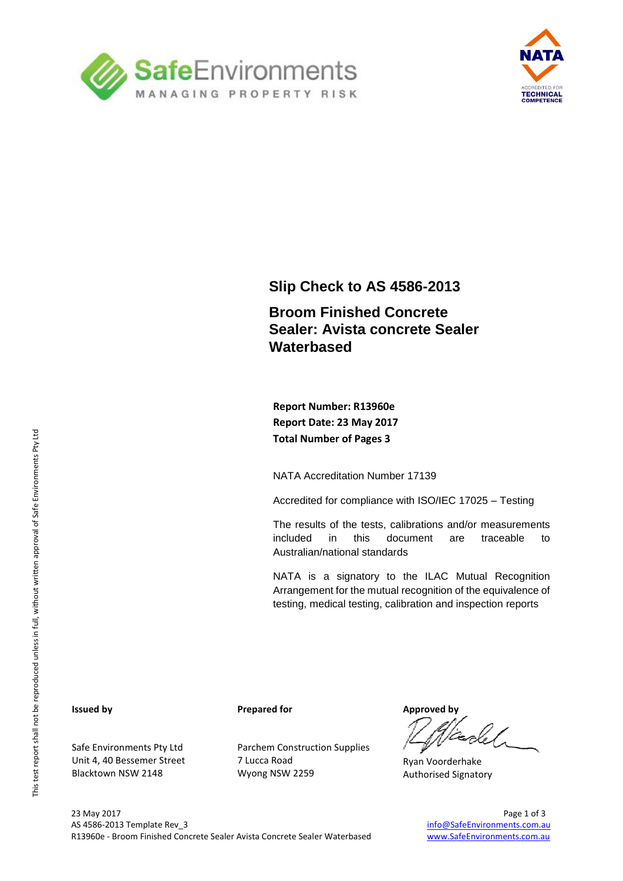SafeEnvironments
MANAGING PROPERTY RISK

NATA
ACCREDITED FOR TECHNICAL COMPETENCE

# Slip Check to AS 4586-2013

## Broom Finished Concrete Sealer: Avista concrete Sealer Waterbased

**Report Number: R13960e**
**Report Date: 23 May 2017**
**Total Number of Pages 3**

NATA Accreditation Number 17139

Accredited for compliance with ISO/IEC 17025 – Testing

The results of the tests, calibrations and/or measurements included in this document are traceable to Australian/national standards

NATA is a signatory to the ILAC Mutual Recognition Arrangement for the mutual recognition of the equivalence of testing, medical testing, calibration and inspection reports

This test report shall not be reproduced unless in full, without written approval of Safe Environments Pty Ltd

**Issued by**

Safe Environments Pty Ltd
Unit 4, 40 Bessemer Street
Blacktown NSW 2148

**Prepared for**

Parchem Construction Supplies
7 Lucca Road
Wyong NSW 2259

**Approved by**

Ryan Voorderhake
Authorised Signatory

23 May 2017
AS 4586-2013 Template Rev_3
R13960e - Broom Finished Concrete Sealer Avista Concrete Sealer Waterbased

info@SafeEnvironments.com.au
www.SafeEnvironments.com.au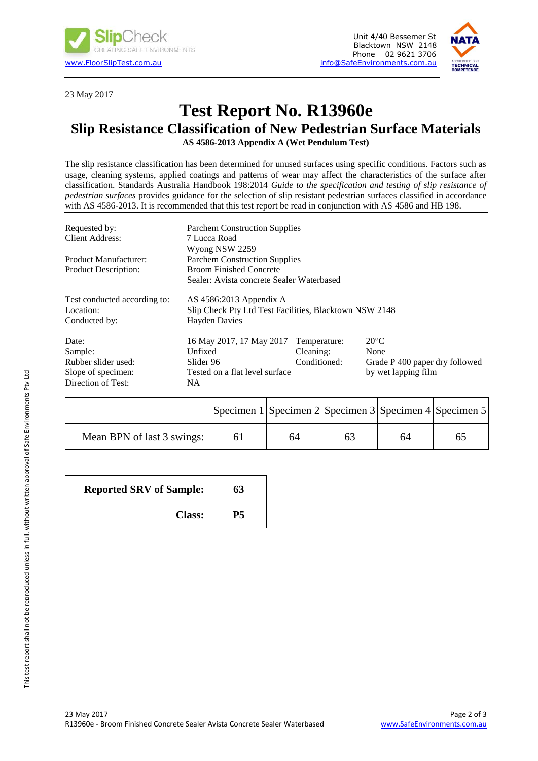SlipCheck
CREATING SAFE ENVIRONMENTS
www.FloorSlipTest.com.au

Unit 4/40 Bessemer St
Blacktown NSW 2148
Phone 02 9621 3706
info@SafeEnvironments.com.au

23 May 2017

# Test Report No. R13960e

## Slip Resistance Classification of New Pedestrian Surface Materials

**AS 4586-2013 Appendix A (Wet Pendulum Test)**

The slip resistance classification has been determined for unused surfaces using specific conditions. Factors such as usage, cleaning systems, applied coatings and patterns of wear may affect the characteristics of the surface after classification. Standards Australia Handbook 198:2014 *Guide to the specification and testing of slip resistance of pedestrian surfaces* provides guidance for the selection of slip resistant pedestrian surfaces classified in accordance with AS 4586-2013. It is recommended that this test report be read in conjunction with AS 4586 and HB 198.

| | |
|---|---|
| Requested by: | Parchem Construction Supplies |
| Client Address: | 7 Lucca Road, Wyong NSW 2259 |
| Product Manufacturer: | Parchem Construction Supplies |
| Product Description: | Broom Finished Concrete, Sealer: Avista concrete Sealer Waterbased |
| Test conducted according to: | AS 4586:2013 Appendix A |
| Location: | Slip Check Pty Ltd Test Facilities, Blacktown NSW 2148 |
| Conducted by: | Hayden Davies |

| | | | |
|---|---|---|---|
| Date: | 16 May 2017, 17 May 2017 | Temperature: | 20°C |
| Sample: | Unfixed | Cleaning: | None |
| Rubber slider used: | Slider 96 | Conditioned: | Grade P 400 paper dry followed by wet lapping film |
| Slope of specimen: | Tested on a flat level surface | | |
| Direction of Test: | NA | | |

| | Specimen 1 | Specimen 2 | Specimen 3 | Specimen 4 | Specimen 5 |
|---|---|---|---|---|---|
| Mean BPN of last 3 swings: | 61 | 64 | 63 | 64 | 65 |

| | |
|---|---|
| **Reported SRV of Sample:** | **63** |
| **Class:** | **P5** |

This test report shall not be reproduced unless in full, without written approval of Safe Environments Pty Ltd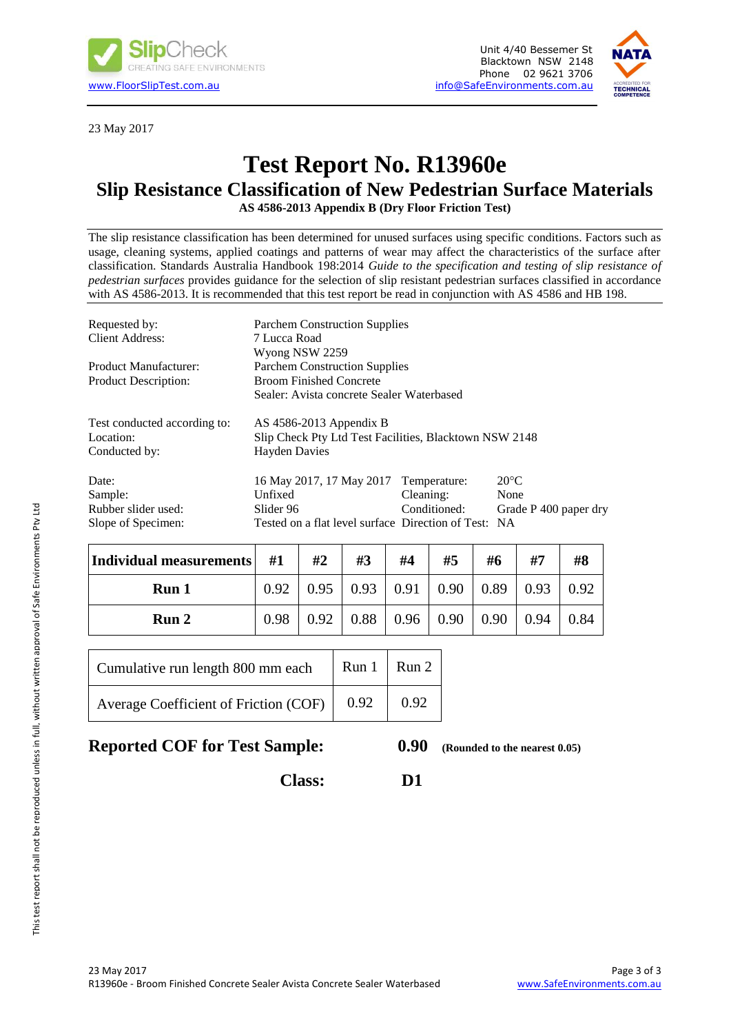SlipCheck
CREATING SAFE ENVIRONMENTS
www.FloorSlipTest.com.au

Unit 4/40 Bessemer St
Blacktown NSW 2148
Phone 02 9621 3706
info@SafeEnvironments.com.au

NATA
ACCREDITED FOR TECHNICAL COMPETENCE

23 May 2017

# Test Report No. R13960e

## Slip Resistance Classification of New Pedestrian Surface Materials

**AS 4586-2013 Appendix B (Dry Floor Friction Test)**

The slip resistance classification has been determined for unused surfaces using specific conditions. Factors such as usage, cleaning systems, applied coatings and patterns of wear may affect the characteristics of the surface after classification. Standards Australia Handbook 198:2014 *Guide to the specification and testing of slip resistance of pedestrian surfaces* provides guidance for the selection of slip resistant pedestrian surfaces classified in accordance with AS 4586-2013. It is recommended that this test report be read in conjunction with AS 4586 and HB 198.

Requested by: Parchem Construction Supplies
Client Address: 7 Lucca Road
Wyong NSW 2259
Product Manufacturer: Parchem Construction Supplies
Product Description: Broom Finished Concrete
Sealer: Avista concrete Sealer Waterbased

Test conducted according to: AS 4586-2013 Appendix B
Location: Slip Check Pty Ltd Test Facilities, Blacktown NSW 2148
Conducted by: Hayden Davies

Date: 16 May 2017, 17 May 2017 — Temperature: 20°C
Sample: Unfixed — Cleaning: None
Rubber slider used: Slider 96 — Conditioned: Grade P 400 paper dry
Slope of Specimen: Tested on a flat level surface — Direction of Test: NA

| Individual measurements | #1 | #2 | #3 | #4 | #5 | #6 | #7 | #8 |
|---|---|---|---|---|---|---|---|---|
| **Run 1** | 0.92 | 0.95 | 0.93 | 0.91 | 0.90 | 0.89 | 0.93 | 0.92 |
| **Run 2** | 0.98 | 0.92 | 0.88 | 0.96 | 0.90 | 0.90 | 0.94 | 0.84 |

| Cumulative run length 800 mm each | Run 1 | Run 2 |
|---|---|---|
| Average Coefficient of Friction (COF) | 0.92 | 0.92 |

**Reported COF for Test Sample:** **0.90** **(Rounded to the nearest 0.05)**

**Class:** **D1**

This test report shall not be reproduced unless in full, without written approval of Safe Environments Pty Ltd

R13960e - Broom Finished Concrete Sealer Avista Concrete Sealer Waterbased
www.SafeEnvironments.com.au